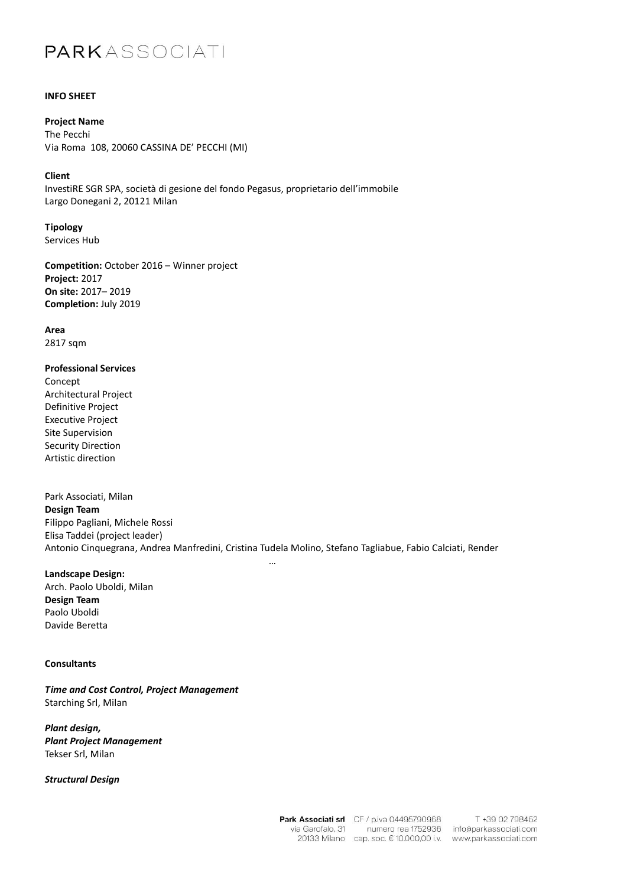PARKASSOCIATI

**INFO SHEET**

**Project Name**
The Pecchi
Via Roma 108, 20060 CASSINA DE' PECCHI (MI)

**Client**
InvestiRE SGR SPA, società di gesione del fondo Pegasus, proprietario dell'immobile
Largo Donegani 2, 20121 Milan

**Tipology**
Services Hub

**Competition:** October 2016 – Winner project
**Project:** 2017
**On site:** 2017– 2019
**Completion:** July 2019

**Area**
2817 sqm

**Professional Services**
Concept
Architectural Project
Definitive Project
Executive Project
Site Supervision
Security Direction
Artistic direction

Park Associati, Milan
**Design Team**
Filippo Pagliani, Michele Rossi
Elisa Taddei (project leader)
Antonio Cinquegrana, Andrea Manfredini, Cristina Tudela Molino, Stefano Tagliabue, Fabio Calciati, Render

…

**Landscape Design:**
Arch. Paolo Uboldi, Milan
**Design Team**
Paolo Uboldi
Davide Beretta

**Consultants**

***Time and Cost Control, Project Management***
Starching Srl, Milan

***Plant design,***
***Plant Project Management***
Tekser Srl, Milan

***Structural Design***

**Park Associati srl** via Garofalo, 31 20133 Milano CF / p.iva 04495790968 numero rea 1752936 cap. soc. € 10.000,00 i.v. T +39 02 798452 info@parkassociati.com www.parkassociati.com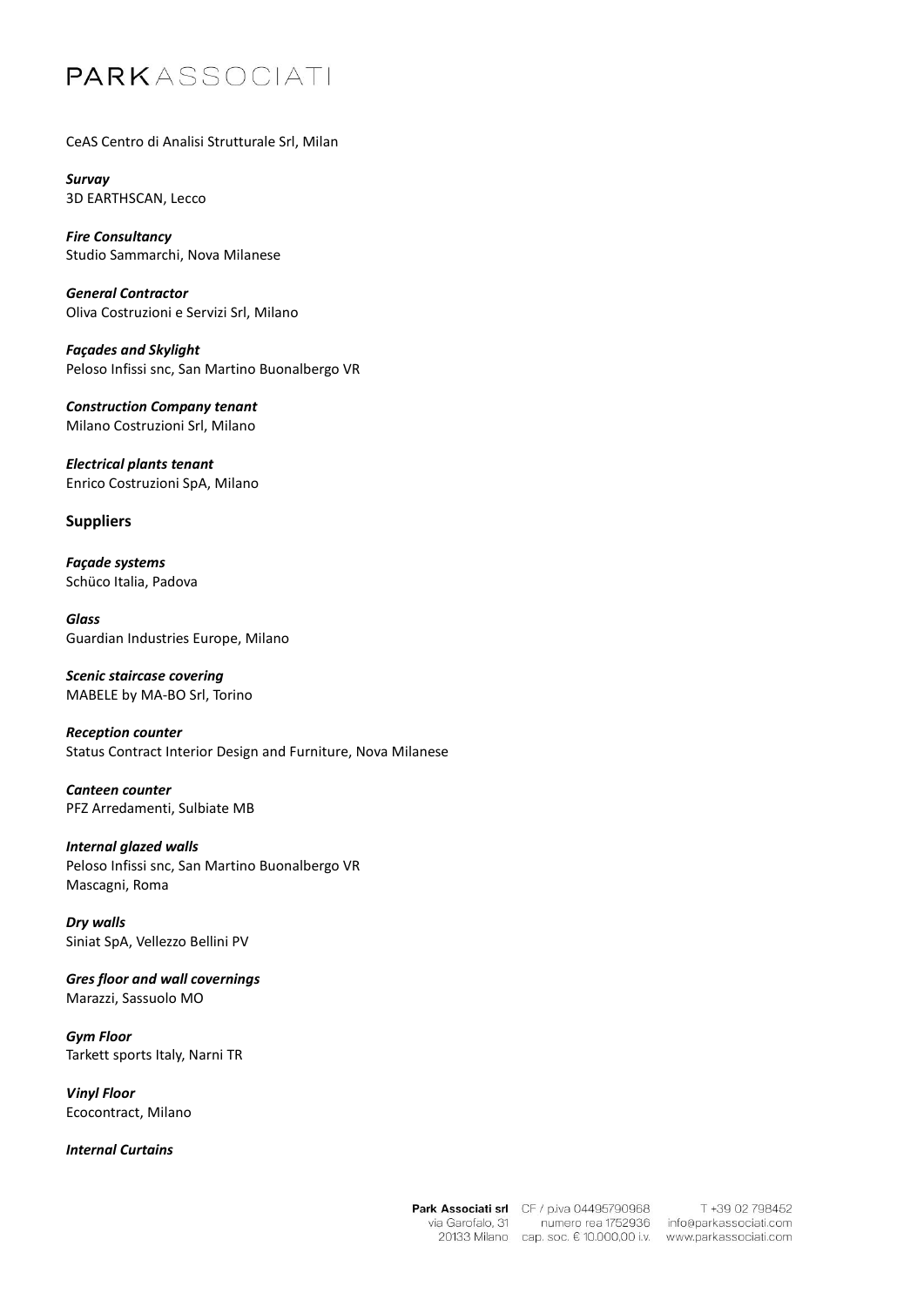CeAS Centro di Analisi Strutturale Srl, Milan

***Survay***
3D EARTHSCAN, Lecco

***Fire Consultancy***
Studio Sammarchi, Nova Milanese

***General Contractor***
Oliva Costruzioni e Servizi Srl, Milano

***Façades and Skylight***
Peloso Infissi snc, San Martino Buonalbergo VR

***Construction Company tenant***
Milano Costruzioni Srl, Milano

***Electrical plants tenant***
Enrico Costruzioni SpA, Milano

**Suppliers**

***Façade systems***
Schüco Italia, Padova

***Glass***
Guardian Industries Europe, Milano

***Scenic staircase covering***
MABELE by MA-BO Srl, Torino

***Reception counter***
Status Contract Interior Design and Furniture, Nova Milanese

***Canteen counter***
PFZ Arredamenti, Sulbiate MB

***Internal glazed walls***
Peloso Infissi snc, San Martino Buonalbergo VR
Mascagni, Roma

***Dry walls***
Siniat SpA, Vellezzo Bellini PV

***Gres floor and wall converings***
Marazzi, Sassuolo MO

***Gym Floor***
Tarkett sports Italy, Narni TR

***Vinyl Floor***
Ecocontract, Milano

***Internal Curtains***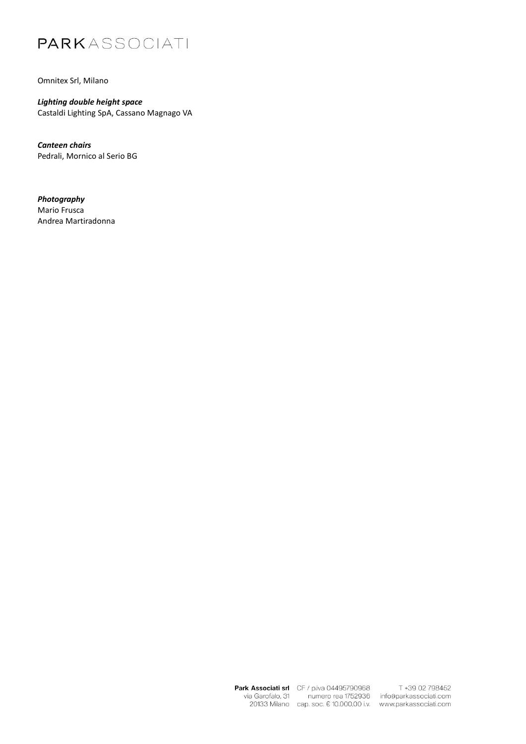Omnitex Srl, Milano

***Lighting double height space***
Castaldi Lighting SpA, Cassano Magnago VA

***Canteen chairs***
Pedrali, Mornico al Serio BG

***Photography***
Mario Frusca
Andrea Martiradonna